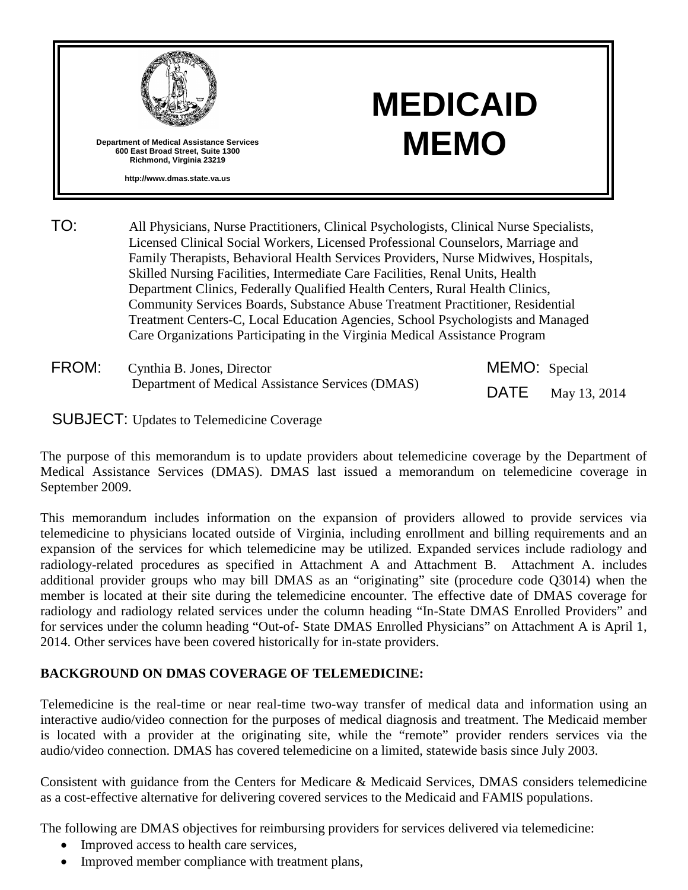Department of Medical Assistance Services
600 East Broad Street, Suite 1300
Richmond, Virginia 23219

http://www.dmas.state.va.us

# MEDICAID MEMO

**TO:** All Physicians, Nurse Practitioners, Clinical Psychologists, Clinical Nurse Specialists, Licensed Clinical Social Workers, Licensed Professional Counselors, Marriage and Family Therapists, Behavioral Health Services Providers, Nurse Midwives, Hospitals, Skilled Nursing Facilities, Intermediate Care Facilities, Renal Units, Health Department Clinics, Federally Qualified Health Centers, Rural Health Clinics, Community Services Boards, Substance Abuse Treatment Practitioner, Residential Treatment Centers-C, Local Education Agencies, School Psychologists and Managed Care Organizations Participating in the Virginia Medical Assistance Program

**FROM:** Cynthia B. Jones, Director
Department of Medical Assistance Services (DMAS)

**MEMO:** Special

**DATE** May 13, 2014

**SUBJECT:** Updates to Telemedicine Coverage

The purpose of this memorandum is to update providers about telemedicine coverage by the Department of Medical Assistance Services (DMAS). DMAS last issued a memorandum on telemedicine coverage in September 2009.

This memorandum includes information on the expansion of providers allowed to provide services via telemedicine to physicians located outside of Virginia, including enrollment and billing requirements and an expansion of the services for which telemedicine may be utilized. Expanded services include radiology and radiology-related procedures as specified in Attachment A and Attachment B. Attachment A. includes additional provider groups who may bill DMAS as an "originating" site (procedure code Q3014) when the member is located at their site during the telemedicine encounter. The effective date of DMAS coverage for radiology and radiology related services under the column heading "In-State DMAS Enrolled Providers" and for services under the column heading "Out-of- State DMAS Enrolled Physicians" on Attachment A is April 1, 2014. Other services have been covered historically for in-state providers.

**BACKGROUND ON DMAS COVERAGE OF TELEMEDICINE:**

Telemedicine is the real-time or near real-time two-way transfer of medical data and information using an interactive audio/video connection for the purposes of medical diagnosis and treatment. The Medicaid member is located with a provider at the originating site, while the "remote" provider renders services via the audio/video connection. DMAS has covered telemedicine on a limited, statewide basis since July 2003.

Consistent with guidance from the Centers for Medicare & Medicaid Services, DMAS considers telemedicine as a cost-effective alternative for delivering covered services to the Medicaid and FAMIS populations.

The following are DMAS objectives for reimbursing providers for services delivered via telemedicine:

- Improved access to health care services,
- Improved member compliance with treatment plans,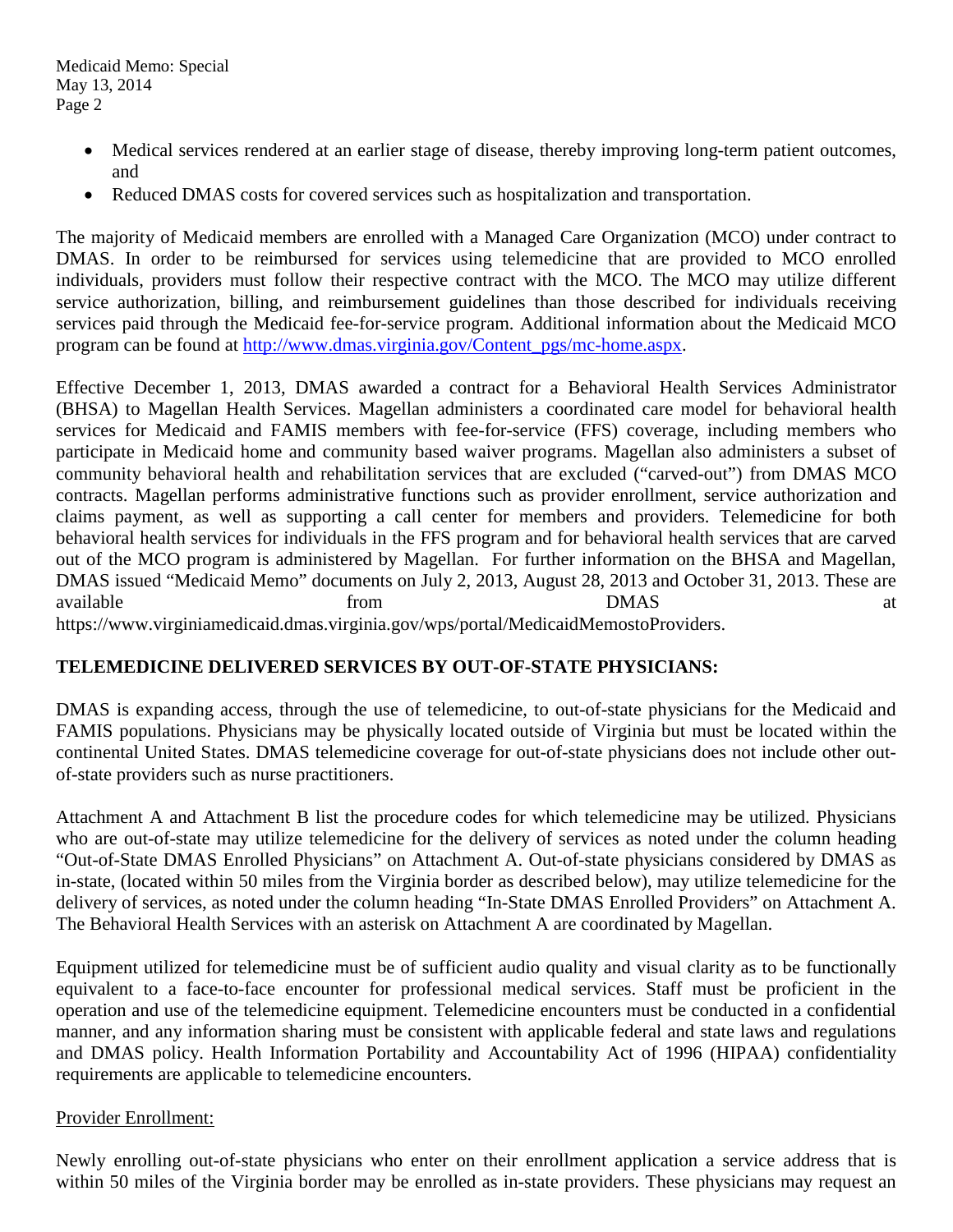- Medical services rendered at an earlier stage of disease, thereby improving long-term patient outcomes, and
- Reduced DMAS costs for covered services such as hospitalization and transportation.

The majority of Medicaid members are enrolled with a Managed Care Organization (MCO) under contract to DMAS. In order to be reimbursed for services using telemedicine that are provided to MCO enrolled individuals, providers must follow their respective contract with the MCO. The MCO may utilize different service authorization, billing, and reimbursement guidelines than those described for individuals receiving services paid through the Medicaid fee-for-service program. Additional information about the Medicaid MCO program can be found at http://www.dmas.virginia.gov/Content_pgs/mc-home.aspx.

Effective December 1, 2013, DMAS awarded a contract for a Behavioral Health Services Administrator (BHSA) to Magellan Health Services. Magellan administers a coordinated care model for behavioral health services for Medicaid and FAMIS members with fee-for-service (FFS) coverage, including members who participate in Medicaid home and community based waiver programs. Magellan also administers a subset of community behavioral health and rehabilitation services that are excluded ("carved-out") from DMAS MCO contracts. Magellan performs administrative functions such as provider enrollment, service authorization and claims payment, as well as supporting a call center for members and providers. Telemedicine for both behavioral health services for individuals in the FFS program and for behavioral health services that are carved out of the MCO program is administered by Magellan. For further information on the BHSA and Magellan, DMAS issued "Medicaid Memo" documents on July 2, 2013, August 28, 2013 and October 31, 2013. These are available from DMAS at https://www.virginiamedicaid.dmas.virginia.gov/wps/portal/MedicaidMemostoProviders.

**TELEMEDICINE DELIVERED SERVICES BY OUT-OF-STATE PHYSICIANS:**

DMAS is expanding access, through the use of telemedicine, to out-of-state physicians for the Medicaid and FAMIS populations. Physicians may be physically located outside of Virginia but must be located within the continental United States. DMAS telemedicine coverage for out-of-state physicians does not include other out-of-state providers such as nurse practitioners.

Attachment A and Attachment B list the procedure codes for which telemedicine may be utilized. Physicians who are out-of-state may utilize telemedicine for the delivery of services as noted under the column heading "Out-of-State DMAS Enrolled Physicians" on Attachment A. Out-of-state physicians considered by DMAS as in-state, (located within 50 miles from the Virginia border as described below), may utilize telemedicine for the delivery of services, as noted under the column heading "In-State DMAS Enrolled Providers" on Attachment A. The Behavioral Health Services with an asterisk on Attachment A are coordinated by Magellan.

Equipment utilized for telemedicine must be of sufficient audio quality and visual clarity as to be functionally equivalent to a face-to-face encounter for professional medical services. Staff must be proficient in the operation and use of the telemedicine equipment. Telemedicine encounters must be conducted in a confidential manner, and any information sharing must be consistent with applicable federal and state laws and regulations and DMAS policy. Health Information Portability and Accountability Act of 1996 (HIPAA) confidentiality requirements are applicable to telemedicine encounters.

<u>Provider Enrollment:</u>

Newly enrolling out-of-state physicians who enter on their enrollment application a service address that is within 50 miles of the Virginia border may be enrolled as in-state providers. These physicians may request an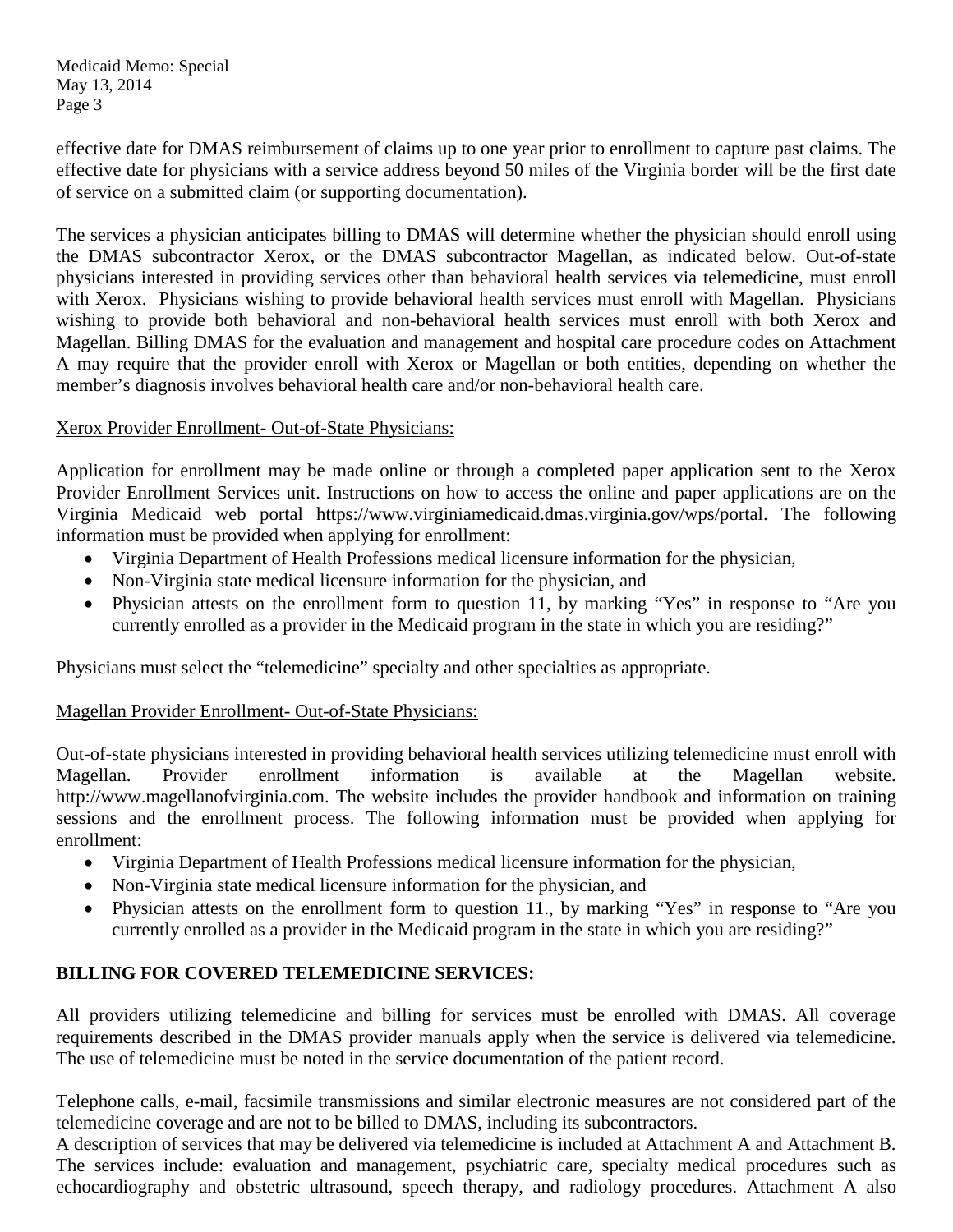effective date for DMAS reimbursement of claims up to one year prior to enrollment to capture past claims. The effective date for physicians with a service address beyond 50 miles of the Virginia border will be the first date of service on a submitted claim (or supporting documentation).

The services a physician anticipates billing to DMAS will determine whether the physician should enroll using the DMAS subcontractor Xerox, or the DMAS subcontractor Magellan, as indicated below. Out-of-state physicians interested in providing services other than behavioral health services via telemedicine, must enroll with Xerox. Physicians wishing to provide behavioral health services must enroll with Magellan. Physicians wishing to provide both behavioral and non-behavioral health services must enroll with both Xerox and Magellan. Billing DMAS for the evaluation and management and hospital care procedure codes on Attachment A may require that the provider enroll with Xerox or Magellan or both entities, depending on whether the member's diagnosis involves behavioral health care and/or non-behavioral health care.

<u>Xerox Provider Enrollment- Out-of-State Physicians:</u>

Application for enrollment may be made online or through a completed paper application sent to the Xerox Provider Enrollment Services unit. Instructions on how to access the online and paper applications are on the Virginia Medicaid web portal https://www.virginiamedicaid.dmas.virginia.gov/wps/portal. The following information must be provided when applying for enrollment:

- Virginia Department of Health Professions medical licensure information for the physician,
- Non-Virginia state medical licensure information for the physician, and
- Physician attests on the enrollment form to question 11, by marking "Yes" in response to "Are you currently enrolled as a provider in the Medicaid program in the state in which you are residing?"

Physicians must select the "telemedicine" specialty and other specialties as appropriate.

<u>Magellan Provider Enrollment- Out-of-State Physicians:</u>

Out-of-state physicians interested in providing behavioral health services utilizing telemedicine must enroll with Magellan. Provider enrollment information is available at the Magellan website. http://www.magellanofvirginia.com. The website includes the provider handbook and information on training sessions and the enrollment process. The following information must be provided when applying for enrollment:

- Virginia Department of Health Professions medical licensure information for the physician,
- Non-Virginia state medical licensure information for the physician, and
- Physician attests on the enrollment form to question 11., by marking "Yes" in response to "Are you currently enrolled as a provider in the Medicaid program in the state in which you are residing?"

**BILLING FOR COVERED TELEMEDICINE SERVICES:**

All providers utilizing telemedicine and billing for services must be enrolled with DMAS. All coverage requirements described in the DMAS provider manuals apply when the service is delivered via telemedicine. The use of telemedicine must be noted in the service documentation of the patient record.

Telephone calls, e-mail, facsimile transmissions and similar electronic measures are not considered part of the telemedicine coverage and are not to be billed to DMAS, including its subcontractors.

A description of services that may be delivered via telemedicine is included at Attachment A and Attachment B. The services include: evaluation and management, psychiatric care, specialty medical procedures such as echocardiography and obstetric ultrasound, speech therapy, and radiology procedures. Attachment A also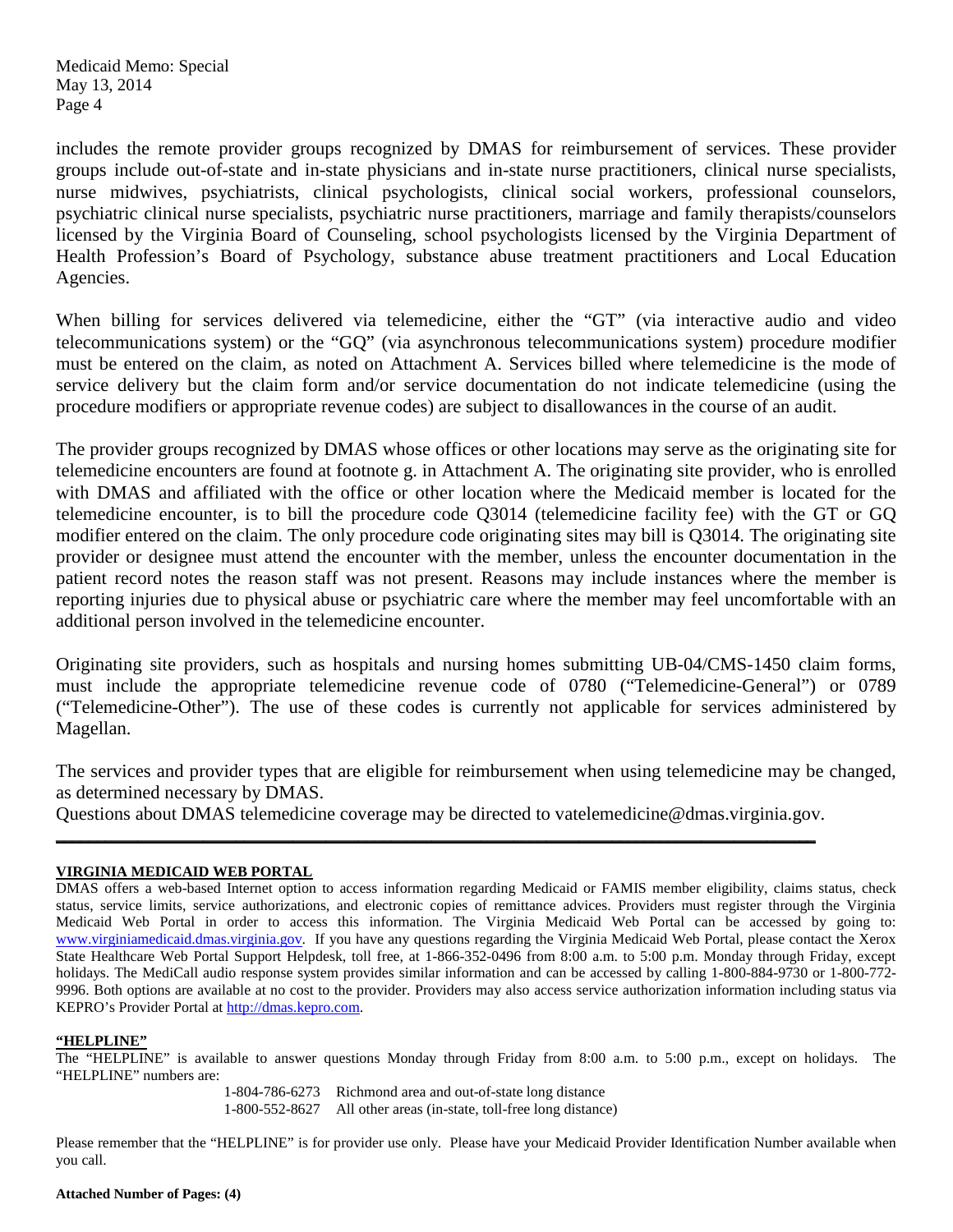includes the remote provider groups recognized by DMAS for reimbursement of services. These provider groups include out-of-state and in-state physicians and in-state nurse practitioners, clinical nurse specialists, nurse midwives, psychiatrists, clinical psychologists, clinical social workers, professional counselors, psychiatric clinical nurse specialists, psychiatric nurse practitioners, marriage and family therapists/counselors licensed by the Virginia Board of Counseling, school psychologists licensed by the Virginia Department of Health Profession's Board of Psychology, substance abuse treatment practitioners and Local Education Agencies.

When billing for services delivered via telemedicine, either the "GT" (via interactive audio and video telecommunications system) or the "GQ" (via asynchronous telecommunications system) procedure modifier must be entered on the claim, as noted on Attachment A. Services billed where telemedicine is the mode of service delivery but the claim form and/or service documentation do not indicate telemedicine (using the procedure modifiers or appropriate revenue codes) are subject to disallowances in the course of an audit.

The provider groups recognized by DMAS whose offices or other locations may serve as the originating site for telemedicine encounters are found at footnote g. in Attachment A. The originating site provider, who is enrolled with DMAS and affiliated with the office or other location where the Medicaid member is located for the telemedicine encounter, is to bill the procedure code Q3014 (telemedicine facility fee) with the GT or GQ modifier entered on the claim. The only procedure code originating sites may bill is Q3014. The originating site provider or designee must attend the encounter with the member, unless the encounter documentation in the patient record notes the reason staff was not present. Reasons may include instances where the member is reporting injuries due to physical abuse or psychiatric care where the member may feel uncomfortable with an additional person involved in the telemedicine encounter.

Originating site providers, such as hospitals and nursing homes submitting UB-04/CMS-1450 claim forms, must include the appropriate telemedicine revenue code of 0780 ("Telemedicine-General") or 0789 ("Telemedicine-Other"). The use of these codes is currently not applicable for services administered by Magellan.

The services and provider types that are eligible for reimbursement when using telemedicine may be changed, as determined necessary by DMAS.
Questions about DMAS telemedicine coverage may be directed to vatelemedicine@dmas.virginia.gov.

---

**VIRGINIA MEDICAID WEB PORTAL**

DMAS offers a web-based Internet option to access information regarding Medicaid or FAMIS member eligibility, claims status, check status, service limits, service authorizations, and electronic copies of remittance advices. Providers must register through the Virginia Medicaid Web Portal in order to access this information. The Virginia Medicaid Web Portal can be accessed by going to: www.virginiamedicaid.dmas.virginia.gov. If you have any questions regarding the Virginia Medicaid Web Portal, please contact the Xerox State Healthcare Web Portal Support Helpdesk, toll free, at 1-866-352-0496 from 8:00 a.m. to 5:00 p.m. Monday through Friday, except holidays. The MediCall audio response system provides similar information and can be accessed by calling 1-800-884-9730 or 1-800-772-9996. Both options are available at no cost to the provider. Providers may also access service authorization information including status via KEPRO's Provider Portal at http://dmas.kepro.com.

**"HELPLINE"**

The "HELPLINE" is available to answer questions Monday through Friday from 8:00 a.m. to 5:00 p.m., except on holidays. The "HELPLINE" numbers are:

1-804-786-6273 Richmond area and out-of-state long distance
1-800-552-8627 All other areas (in-state, toll-free long distance)

Please remember that the "HELPLINE" is for provider use only. Please have your Medicaid Provider Identification Number available when you call.

**Attached Number of Pages: (4)**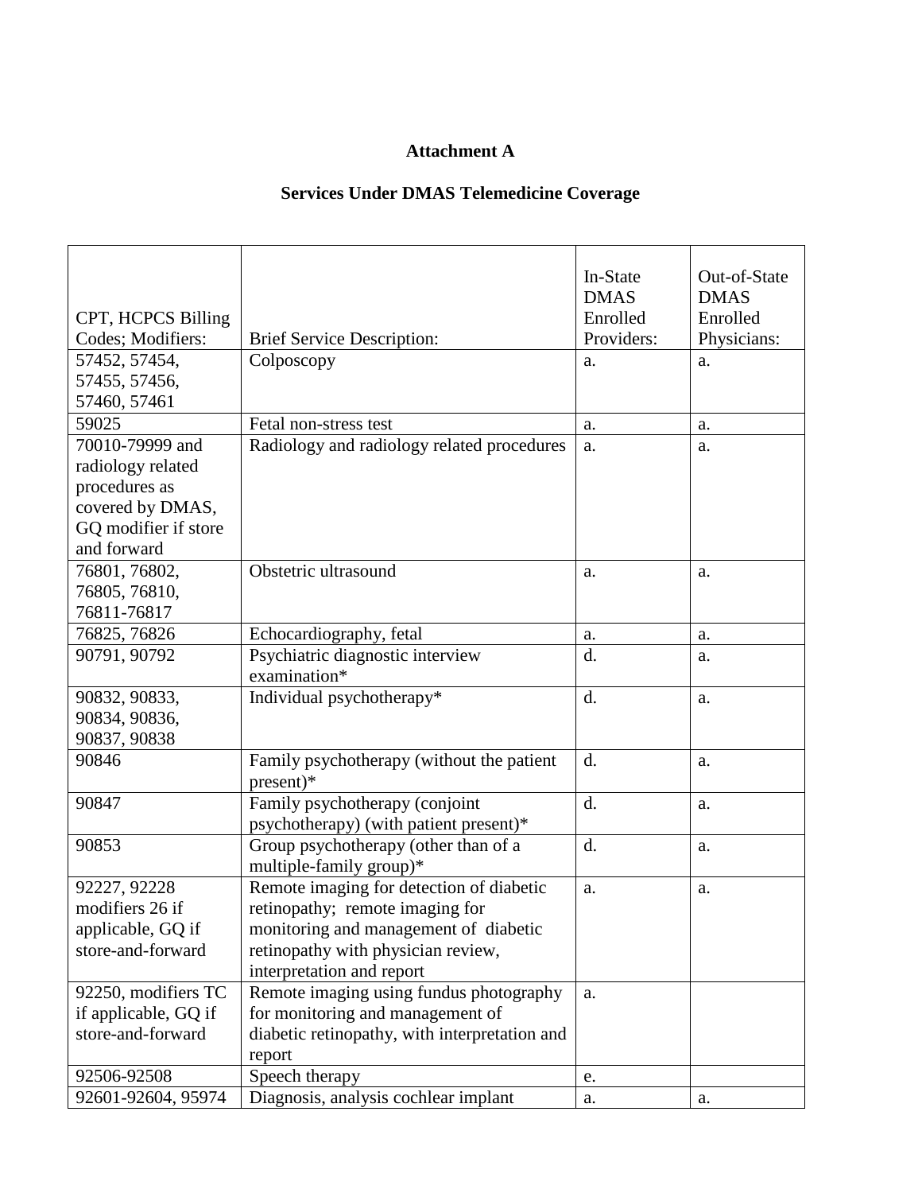**Attachment A**

**Services Under DMAS Telemedicine Coverage**

| CPT, HCPCS Billing Codes; Modifiers: | Brief Service Description: | In-State DMAS Enrolled Providers: | Out-of-State DMAS Enrolled Physicians: |
|---|---|---|---|
| 57452, 57454, 57455, 57456, 57460, 57461 | Colposcopy | a. | a. |
| 59025 | Fetal non-stress test | a. | a. |
| 70010-79999 and radiology related procedures as covered by DMAS, GQ modifier if store and forward | Radiology and radiology related procedures | a. | a. |
| 76801, 76802, 76805, 76810, 76811-76817 | Obstetric ultrasound | a. | a. |
| 76825, 76826 | Echocardiography, fetal | a. | a. |
| 90791, 90792 | Psychiatric diagnostic interview examination* | d. | a. |
| 90832, 90833, 90834, 90836, 90837, 90838 | Individual psychotherapy* | d. | a. |
| 90846 | Family psychotherapy (without the patient present)* | d. | a. |
| 90847 | Family psychotherapy (conjoint psychotherapy) (with patient present)* | d. | a. |
| 90853 | Group psychotherapy (other than of a multiple-family group)* | d. | a. |
| 92227, 92228 modifiers 26 if applicable, GQ if store-and-forward | Remote imaging for detection of diabetic retinopathy; remote imaging for monitoring and management of diabetic retinopathy with physician review, interpretation and report | a. | a. |
| 92250, modifiers TC if applicable, GQ if store-and-forward | Remote imaging using fundus photography for monitoring and management of diabetic retinopathy, with interpretation and report | a. | |
| 92506-92508 | Speech therapy | e. | |
| 92601-92604, 95974 | Diagnosis, analysis cochlear implant | a. | a. |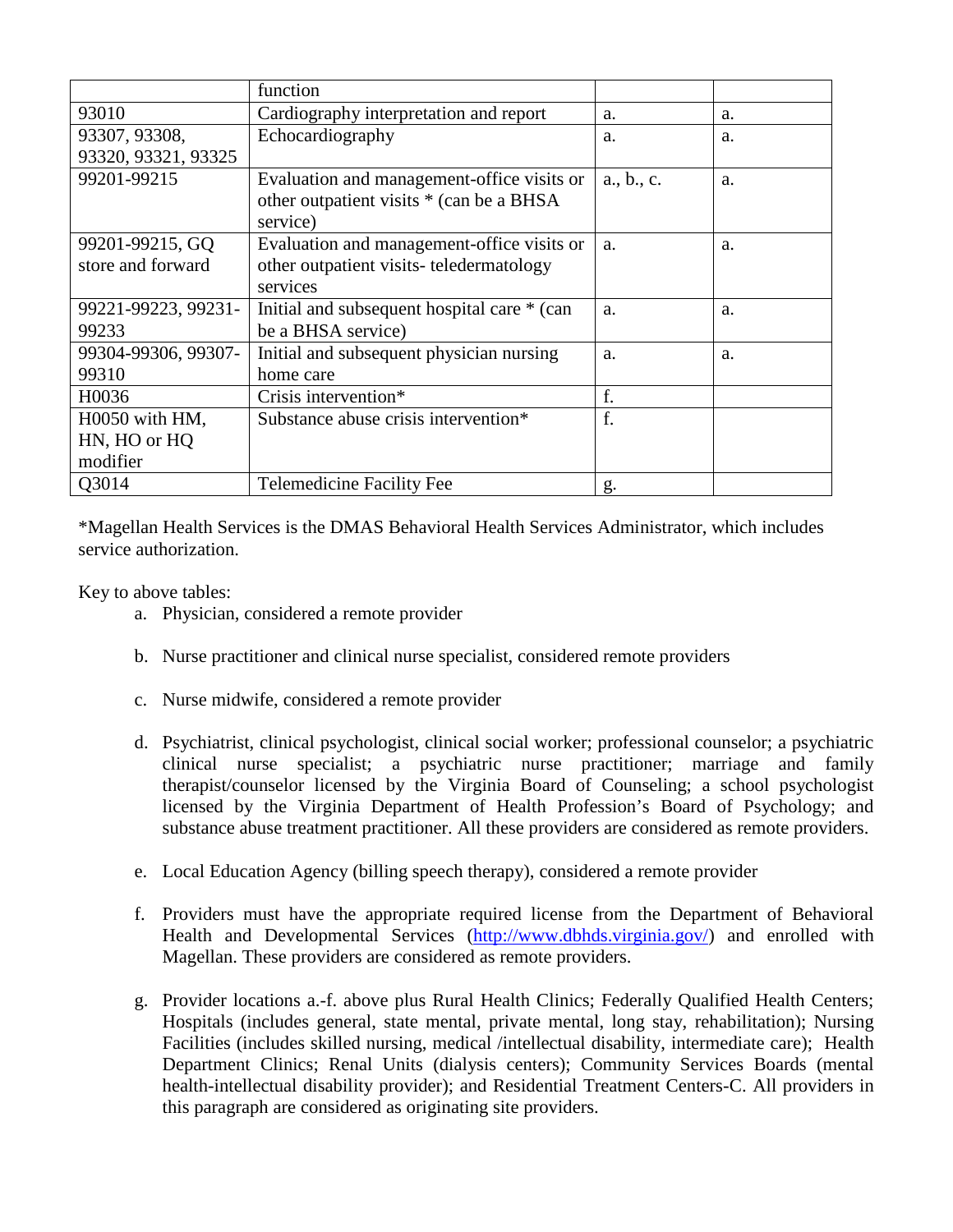| | | | |
|---|---|---|---|
| | function | | |
| 93010 | Cardiography interpretation and report | a. | a. |
| 93307, 93308, 93320, 93321, 93325 | Echocardiography | a. | a. |
| 99201-99215 | Evaluation and management-office visits or other outpatient visits * (can be a BHSA service) | a., b., c. | a. |
| 99201-99215, GQ store and forward | Evaluation and management-office visits or other outpatient visits- teledermatology services | a. | a. |
| 99221-99223, 99231-99233 | Initial and subsequent hospital care * (can be a BHSA service) | a. | a. |
| 99304-99306, 99307-99310 | Initial and subsequent physician nursing home care | a. | a. |
| H0036 | Crisis intervention* | f. | |
| H0050 with HM, HN, HO or HQ modifier | Substance abuse crisis intervention* | f. | |
| Q3014 | Telemedicine Facility Fee | g. | |

*Magellan Health Services is the DMAS Behavioral Health Services Administrator, which includes service authorization.

Key to above tables:

a. Physician, considered a remote provider

b. Nurse practitioner and clinical nurse specialist, considered remote providers

c. Nurse midwife, considered a remote provider

d. Psychiatrist, clinical psychologist, clinical social worker; professional counselor; a psychiatric clinical nurse specialist; a psychiatric nurse practitioner; marriage and family therapist/counselor licensed by the Virginia Board of Counseling; a school psychologist licensed by the Virginia Department of Health Profession's Board of Psychology; and substance abuse treatment practitioner. All these providers are considered as remote providers.

e. Local Education Agency (billing speech therapy), considered a remote provider

f. Providers must have the appropriate required license from the Department of Behavioral Health and Developmental Services (http://www.dbhds.virginia.gov/) and enrolled with Magellan. These providers are considered as remote providers.

g. Provider locations a.-f. above plus Rural Health Clinics; Federally Qualified Health Centers; Hospitals (includes general, state mental, private mental, long stay, rehabilitation); Nursing Facilities (includes skilled nursing, medical /intellectual disability, intermediate care); Health Department Clinics; Renal Units (dialysis centers); Community Services Boards (mental health-intellectual disability provider); and Residential Treatment Centers-C. All providers in this paragraph are considered as originating site providers.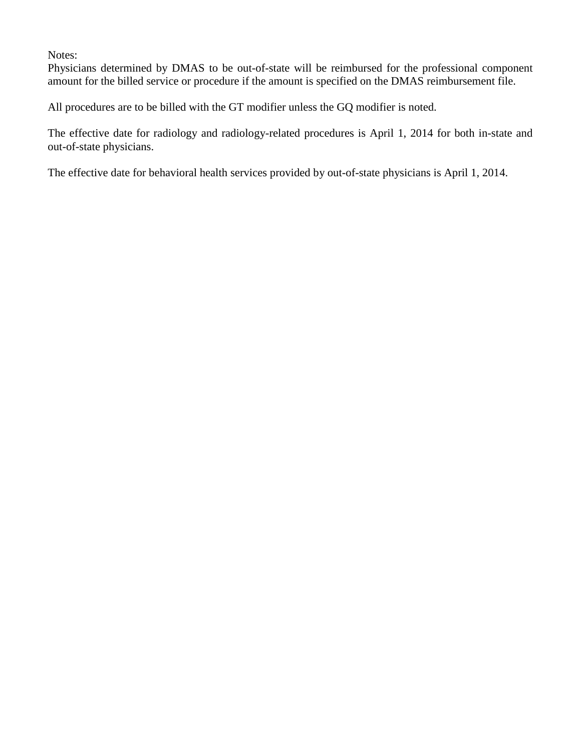Notes:
Physicians determined by DMAS to be out-of-state will be reimbursed for the professional component amount for the billed service or procedure if the amount is specified on the DMAS reimbursement file.

All procedures are to be billed with the GT modifier unless the GQ modifier is noted.

The effective date for radiology and radiology-related procedures is April 1, 2014 for both in-state and out-of-state physicians.

The effective date for behavioral health services provided by out-of-state physicians is April 1, 2014.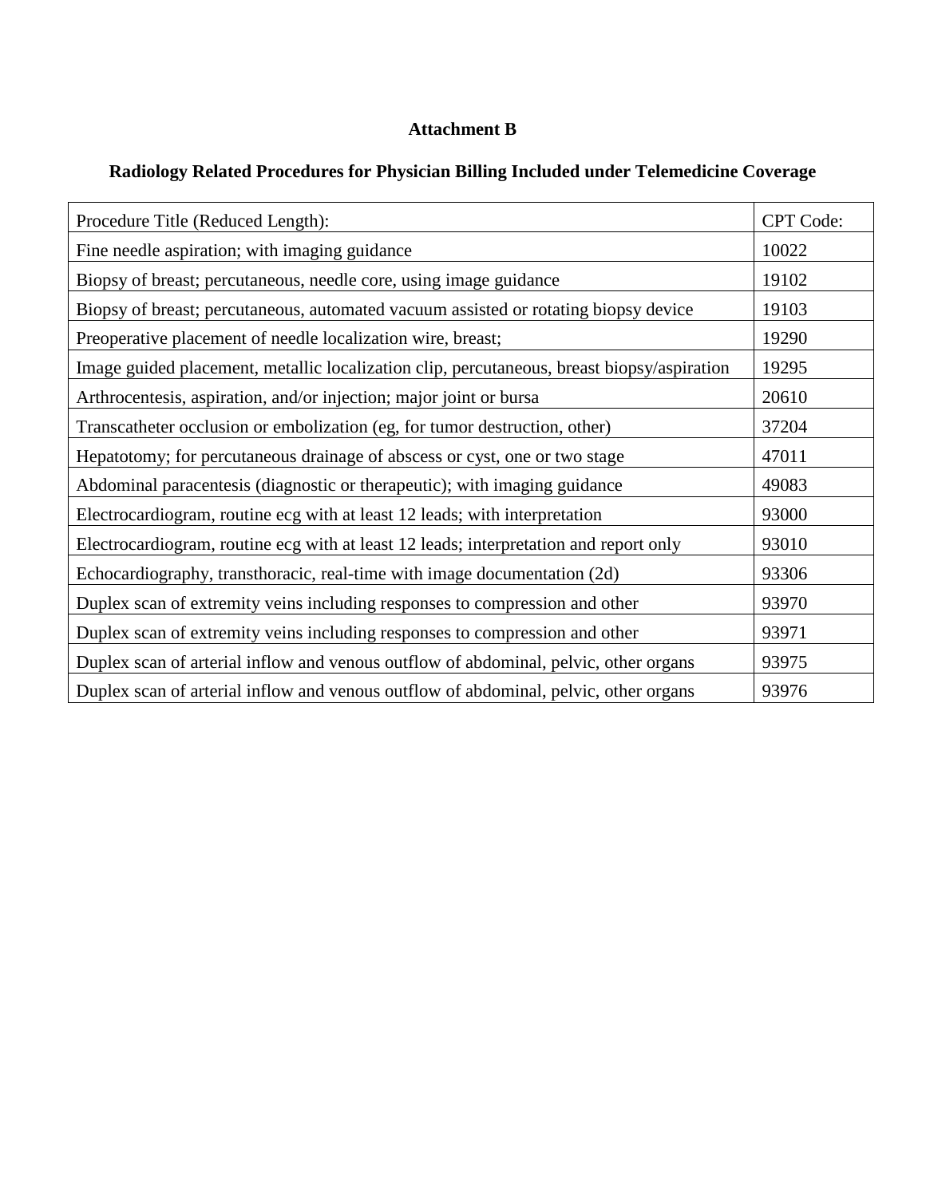**Attachment B**

**Radiology Related Procedures for Physician Billing Included under Telemedicine Coverage**

| Procedure Title (Reduced Length): | CPT Code: |
| --- | --- |
| Fine needle aspiration; with imaging guidance | 10022 |
| Biopsy of breast; percutaneous, needle core, using image guidance | 19102 |
| Biopsy of breast; percutaneous, automated vacuum assisted or rotating biopsy device | 19103 |
| Preoperative placement of needle localization wire, breast; | 19290 |
| Image guided placement, metallic localization clip, percutaneous, breast biopsy/aspiration | 19295 |
| Arthrocentesis, aspiration, and/or injection; major joint or bursa | 20610 |
| Transcatheter occlusion or embolization (eg, for tumor destruction, other) | 37204 |
| Hepatotomy; for percutaneous drainage of abscess or cyst, one or two stage | 47011 |
| Abdominal paracentesis (diagnostic or therapeutic); with imaging guidance | 49083 |
| Electrocardiogram, routine ecg with at least 12 leads; with interpretation | 93000 |
| Electrocardiogram, routine ecg with at least 12 leads; interpretation and report only | 93010 |
| Echocardiography, transthoracic, real-time with image documentation (2d) | 93306 |
| Duplex scan of extremity veins including responses to compression and other | 93970 |
| Duplex scan of extremity veins including responses to compression and other | 93971 |
| Duplex scan of arterial inflow and venous outflow of abdominal, pelvic, other organs | 93975 |
| Duplex scan of arterial inflow and venous outflow of abdominal, pelvic, other organs | 93976 |